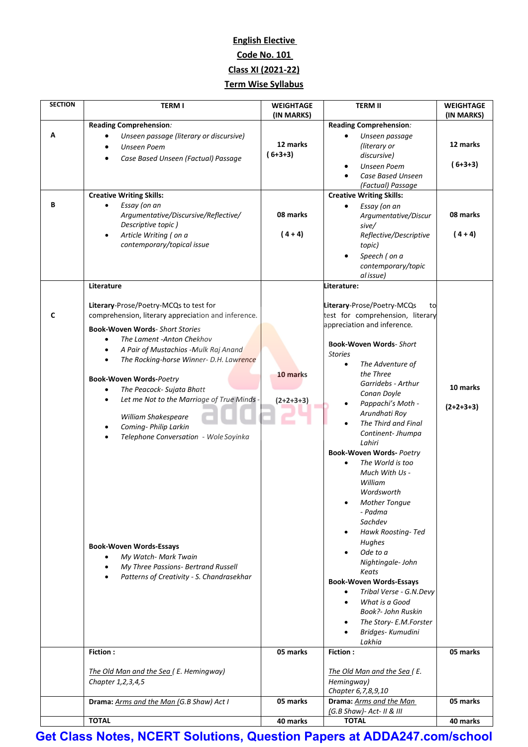**English Elective**

**Code No. 101**

**Class XI (2021-22)**

**Term Wise Syllabus**

| SECTION | TERM I | WEIGHTAGE (IN MARKS) | TERM II | WEIGHTAGE (IN MARKS) |
|---|---|---|---|---|
| A | **Reading Comprehension**: <br>• *Unseen passage (literary or discursive)* <br>• *Unseen Poem* <br>• *Case Based Unseen (Factual) Passage* | 12 marks ( 6+3+3) | **Reading Comprehension**: <br>• *Unseen passage (literary or discursive)* <br>• *Unseen Poem* <br>• *Case Based Unseen (Factual) Passage* | 12 marks ( 6+3+3) |
| B | **Creative Writing Skills:** <br>• *Essay (on an Argumentative/Discursive/Reflective/ Descriptive topic )* <br>• *Article Writing ( on a contemporary/topical issue* | 08 marks ( 4 + 4) | **Creative Writing Skills:** <br>• *Essay (on an Argumentative/Discursive/ Reflective/Descriptive topic)* <br>• *Speech ( on a contemporary/topical issue)* | 08 marks ( 4 + 4) |
| C | **Literature** <br><br>**Literary**-Prose/Poetry-MCQs to test for comprehension, literary appreciation and inference. <br><br>**Book-Woven Words**- *Short Stories* <br>• *The Lament -Anton Chekhov* <br>• *A Pair of Mustachios -Mulk Raj Anand* <br>• *The Rocking-horse Winner- D.H. Lawrence* <br><br>**Book-Woven Words-***Poetry* <br>• *The Peacock- Sujata Bhatt* <br>• *Let me Not to the Marriage of True Minds - William Shakespeare* <br>• *Coming- Philip Larkin* <br>• *Telephone Conversation - Wole Soyinka* <br><br>**Book-Woven Words-Essays** <br>• *My Watch- Mark Twain* <br>• *My Three Passions- Bertrand Russell* <br>• *Patterns of Creativity - S. Chandrasekhar* | 10 marks (2+2+3+3) | **Literature:** <br><br>**Literary**-Prose/Poetry-MCQs to test for comprehension, literary appreciation and inference. <br><br>**Book-Woven Words**- *Short Stories* <br>• *The Adventure of the Three Garridebs - Arthur Conan Doyle* <br>• *Pappachi's Moth - Arundhati Roy* <br>• *The Third and Final Continent- Jhumpa Lahiri* <br>**Book-Woven Words-** *Poetry* <br>• *The World is too Much With Us - William Wordsworth* <br>• *Mother Tongue - Padma Sachdev* <br>• *Hawk Roosting- Ted Hughes* <br>• *Ode to a Nightingale- John Keats* <br>**Book-Woven Words-Essays** <br>• *Tribal Verse - G.N.Devy* <br>• *What is a Good Book?- John Ruskin* <br>• *The Story- E.M.Forster* <br>• *Bridges- Kumudini Lakhia* | 10 marks (2+2+3+3) |
| | **Fiction :** <br><br>*The Old Man and the Sea ( E. Hemingway) Chapter 1,2,3,4,5* | 05 marks | **Fiction :** <br><br>*The Old Man and the Sea ( E. Hemingway) Chapter 6,7,8,9,10* | 05 marks |
| | **Drama:** *Arms and the Man (G.B Shaw) Act I* | 05 marks | **Drama:** *Arms and the Man (G.B Shaw)- Act- II & III* | 05 marks |
| | **TOTAL** | 40 marks | **TOTAL** | 40 marks |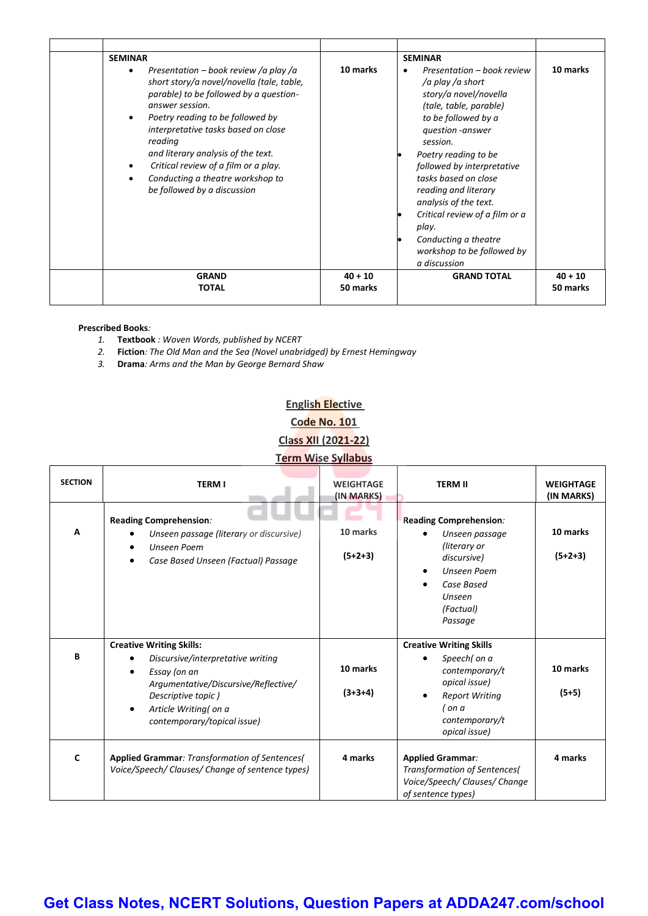| | | | | |
|---|---|---|---|---|
| | **SEMINAR** <br>• *Presentation – book review /a play /a short story/a novel/novella (tale, table, parable) to be followed by a question-answer session.* <br>• *Poetry reading to be followed by interpretative tasks based on close reading and literary analysis of the text.* <br>• *Critical review of a film or a play.* <br>• *Conducting a theatre workshop to be followed by a discussion* | **10 marks** | **SEMINAR** <br>• *Presentation – book review /a play /a short story/a novel/novella (tale, table, parable) to be followed by a question -answer session.* <br>• *Poetry reading to be followed by interpretative tasks based on close reading and literary analysis of the text.* <br>• *Critical review of a film or a play.* <br>• *Conducting a theatre workshop to be followed by a discussion* | **10 marks** |
| | **GRAND TOTAL** | **40 + 10 50 marks** | **GRAND TOTAL** | **40 + 10 50 marks** |

**Prescribed Books***:*

1. **Textbook** *: Woven Words, published by NCERT*
2. **Fiction***: The Old Man and the Sea (Novel unabridged) by Ernest Hemingway*
3. **Drama***: Arms and the Man by George Bernard Shaw*

## English Elective
## Code No. 101
## Class XII (2021-22)
## Term Wise Syllabus

| SECTION | TERM I | WEIGHTAGE (IN MARKS) | TERM II | WEIGHTAGE (IN MARKS) |
|---|---|---|---|---|
| **A** | **Reading Comprehension***:* <br>• *Unseen passage (literary or discursive)* <br>• *Unseen Poem* <br>• *Case Based Unseen (Factual) Passage* | **10 marks** <br><br> **(5+2+3)** | **Reading Comprehension***:* <br>• *Unseen passage (literary or discursive)* <br>• *Unseen Poem* <br>• *Case Based Unseen (Factual) Passage* | **10 marks** <br><br> **(5+2+3)** |
| **B** | **Creative Writing Skills:** <br>• *Discursive/interpretative writing* <br>• *Essay (on an Argumentative/Discursive/Reflective/ Descriptive topic )* <br>• *Article Writing( on a contemporary/topical issue)* | **10 marks** <br><br> **(3+3+4)** | **Creative Writing Skills** <br>• *Speech( on a contemporary/topical issue)* <br>• *Report Writing ( on a contemporary/topical issue)* | **10 marks** <br><br> **(5+5)** |
| **C** | **Applied Grammar***: Transformation of Sentences( Voice/Speech/ Clauses/ Change of sentence types)* | **4 marks** | **Applied Grammar***: Transformation of Sentences( Voice/Speech/ Clauses/ Change of sentence types)* | **4 marks** |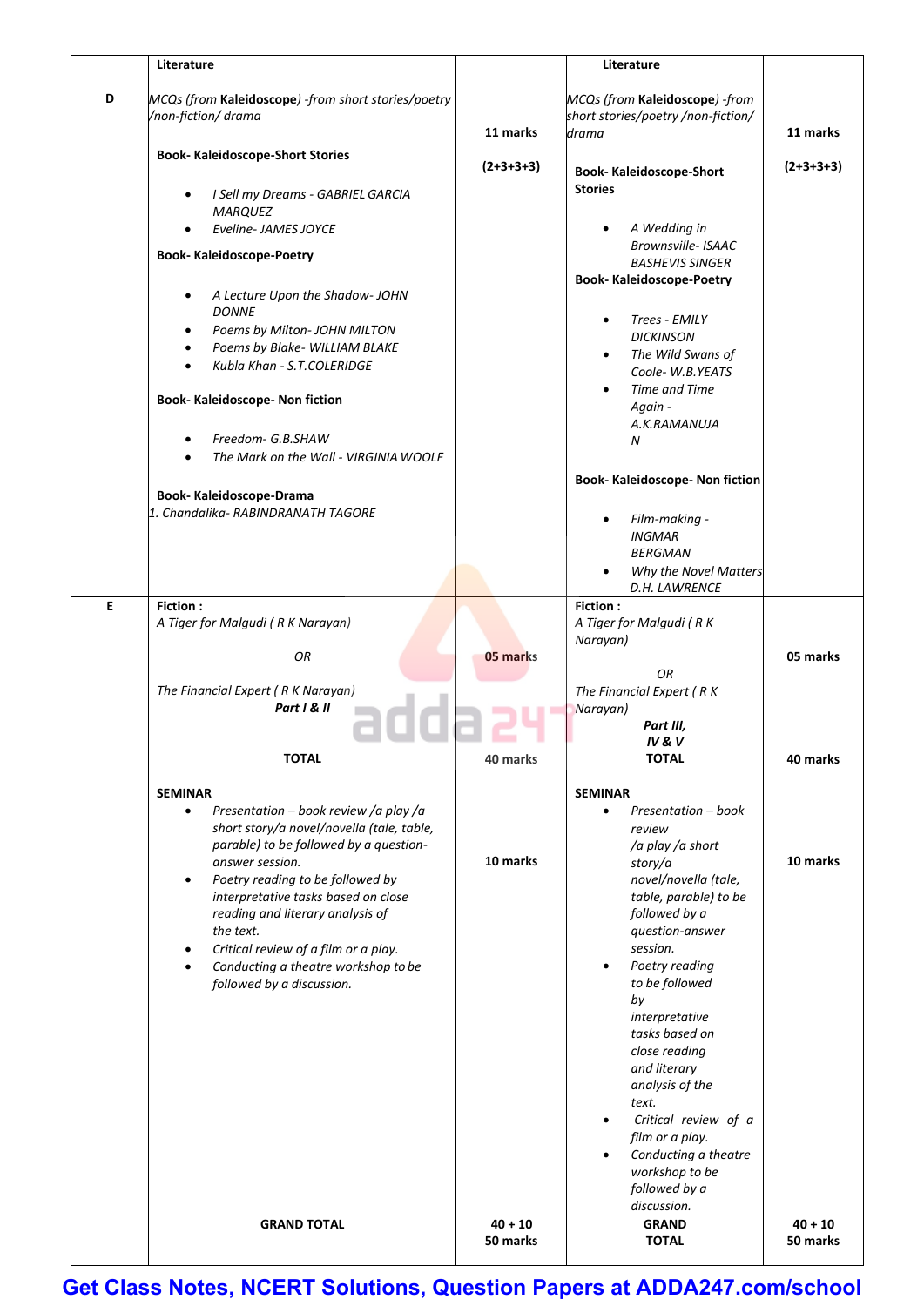| | | | | |
|---|---|---|---|---|
| D | **Literature**<br><br>*MCQs (from* **Kaleidoscope***) -from short stories/poetry /non-fiction/ drama*<br><br>**Book- Kaleidoscope-Short Stories**<br>• *I Sell my Dreams - GABRIEL GARCIA MARQUEZ*<br>• *Eveline- JAMES JOYCE*<br><br>**Book- Kaleidoscope-Poetry**<br>• *A Lecture Upon the Shadow- JOHN DONNE*<br>• *Poems by Milton- JOHN MILTON*<br>• *Poems by Blake- WILLIAM BLAKE*<br>• *Kubla Khan - S.T.COLERIDGE*<br><br>**Book- Kaleidoscope- Non fiction**<br>• *Freedom- G.B.SHAW*<br>• *The Mark on the Wall - VIRGINIA WOOLF*<br><br>**Book- Kaleidoscope-Drama**<br>*1. Chandalika- RABINDRANATH TAGORE* | **11 marks**<br><br>**(2+3+3+3)** | **Literature**<br><br>*MCQs (from* **Kaleidoscope***) -from short stories/poetry /non-fiction/ drama*<br><br>**Book- Kaleidoscope-Short Stories**<br>• *A Wedding in Brownsville- ISAAC BASHEVIS SINGER*<br><br>**Book- Kaleidoscope-Poetry**<br>• *Trees - EMILY DICKINSON*<br>• *The Wild Swans of Coole- W.B.YEATS*<br>• *Time and Time Again - A.K.RAMANUJAN*<br><br>**Book- Kaleidoscope- Non fiction**<br>• *Film-making - INGMAR BERGMAN*<br>• *Why the Novel Matters D.H. LAWRENCE* | **11 marks**<br><br>**(2+3+3+3)** |
| E | **Fiction :**<br>*A Tiger for Malgudi ( R K Narayan)*<br><br>*OR*<br><br>*The Financial Expert ( R K Narayan)*<br>***Part I & II*** | **05 marks** | **Fiction :**<br>*A Tiger for Malgudi ( R K Narayan)*<br><br>*OR*<br><br>*The Financial Expert ( R K Narayan)*<br>***Part III, IV & V*** | **05 marks** |
| | **TOTAL** | **40 marks** | **TOTAL** | **40 marks** |
| | **SEMINAR**<br>• *Presentation – book review /a play /a short story/a novel/novella (tale, table, parable) to be followed by a question-answer session.*<br>• *Poetry reading to be followed by interpretative tasks based on close reading and literary analysis of the text.*<br>• *Critical review of a film or a play.*<br>• *Conducting a theatre workshop to be followed by a discussion.* | **10 marks** | **SEMINAR**<br>• *Presentation – book review /a play /a short story/a novel/novella (tale, table, parable) to be followed by a question-answer session.*<br>• *Poetry reading to be followed by interpretative tasks based on close reading and literary analysis of the text.*<br>• *Critical review of a film or a play.*<br>• *Conducting a theatre workshop to be followed by a discussion.* | **10 marks** |
| | **GRAND TOTAL** | **40 + 10<br>50 marks** | **GRAND TOTAL** | **40 + 10<br>50 marks** |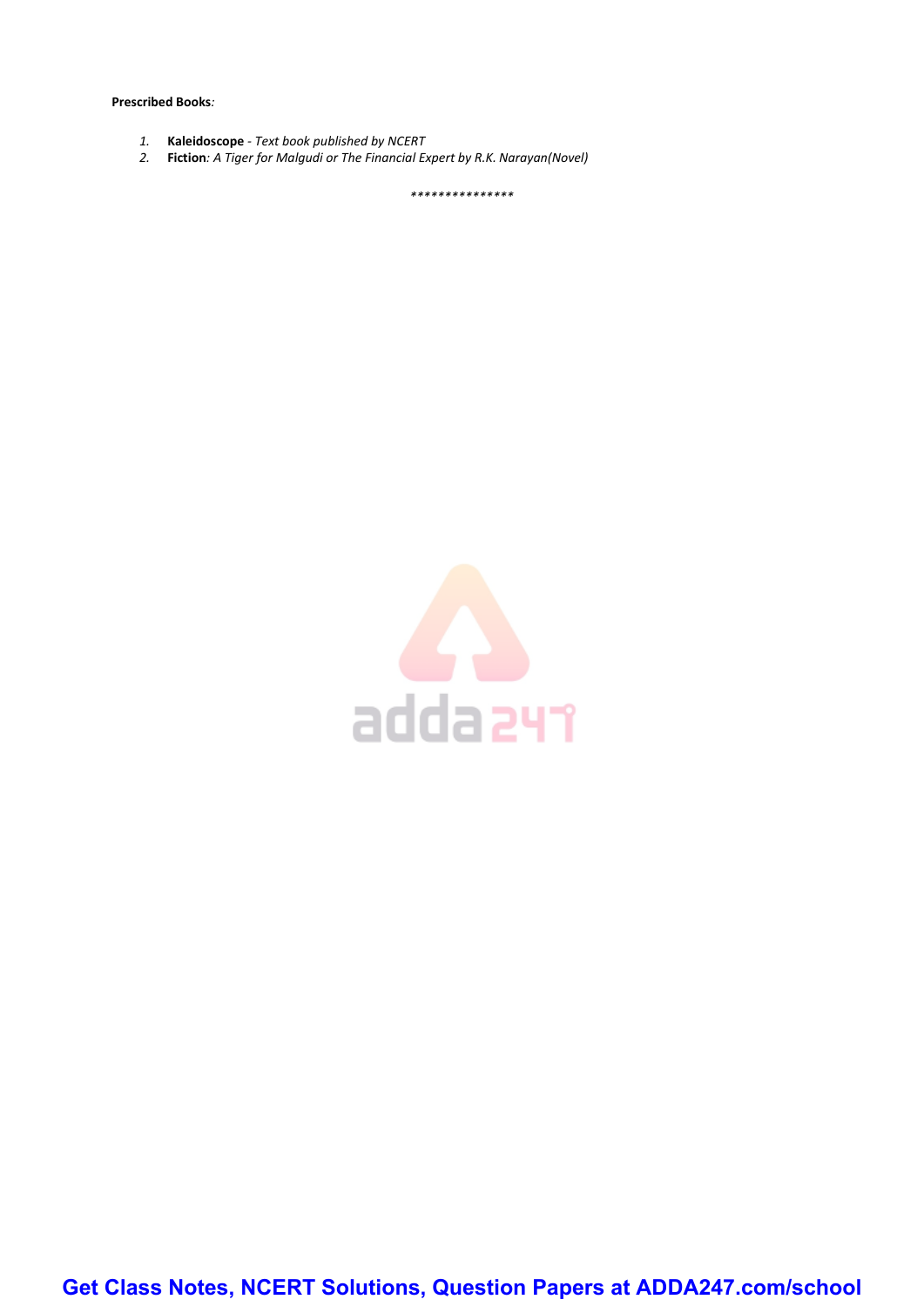**Prescribed Books***:*

1. **Kaleidoscope** *- Text book published by NCERT*
2. **Fiction***: A Tiger for Malgudi or The Financial Expert by R.K. Narayan(Novel)*

***************